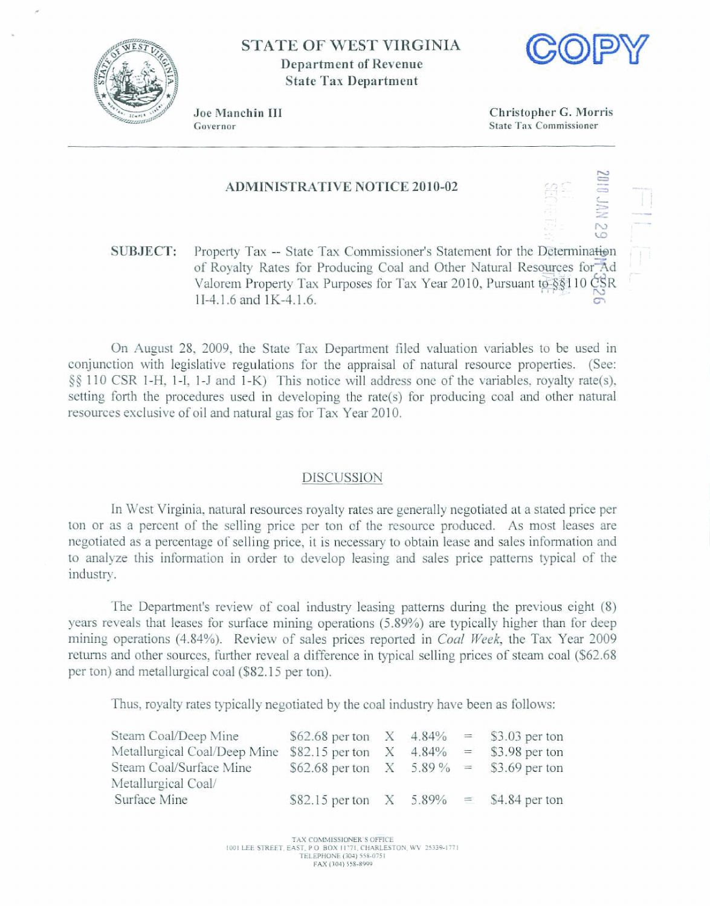STATE OF WEST VIRGINIA
Department of Revenue
State Tax Department

COPY

Joe Manchin III
Governor

Christopher G. Morris
State Tax Commissioner

2010 JAN 29 PM 3:26

## ADMINISTRATIVE NOTICE 2010-02

**SUBJECT:** Property Tax -- State Tax Commissioner's Statement for the Determination of Royalty Rates for Producing Coal and Other Natural Resources for Ad Valorem Property Tax Purposes for Tax Year 2010, Pursuant to §§110 CSR 1I-4.1.6 and 1K-4.1.6.

On August 28, 2009, the State Tax Department filed valuation variables to be used in conjunction with legislative regulations for the appraisal of natural resource properties. (See: §§ 110 CSR 1-H, 1-I, 1-J and 1-K) This notice will address one of the variables, royalty rate(s), setting forth the procedures used in developing the rate(s) for producing coal and other natural resources exclusive of oil and natural gas for Tax Year 2010.

### DISCUSSION

In West Virginia, natural resources royalty rates are generally negotiated at a stated price per ton or as a percent of the selling price per ton of the resource produced. As most leases are negotiated as a percentage of selling price, it is necessary to obtain lease and sales information and to analyze this information in order to develop leasing and sales price patterns typical of the industry.

The Department's review of coal industry leasing patterns during the previous eight (8) years reveals that leases for surface mining operations (5.89%) are typically higher than for deep mining operations (4.84%). Review of sales prices reported in *Coal Week*, the Tax Year 2009 returns and other sources, further reveal a difference in typical selling prices of steam coal ($62.68 per ton) and metallurgical coal ($82.15 per ton).

Thus, royalty rates typically negotiated by the coal industry have been as follows:

| | | | | | |
|---|---|---|---|---|---|
| Steam Coal/Deep Mine | $62.68 per ton | X | 4.84% | = | $3.03 per ton |
| Metallurgical Coal/Deep Mine | $82.15 per ton | X | 4.84% | = | $3.98 per ton |
| Steam Coal/Surface Mine | $62.68 per ton | X | 5.89 % | = | $3.69 per ton |
| Metallurgical Coal/ Surface Mine | $82.15 per ton | X | 5.89% | = | $4.84 per ton |

TAX COMMISSIONER'S OFFICE
1001 LEE STREET, EAST, P.O. BOX 11771, CHARLESTON, WV 25339-1771
TELEPHONE (304) 558-0751
FAX (304) 558-8999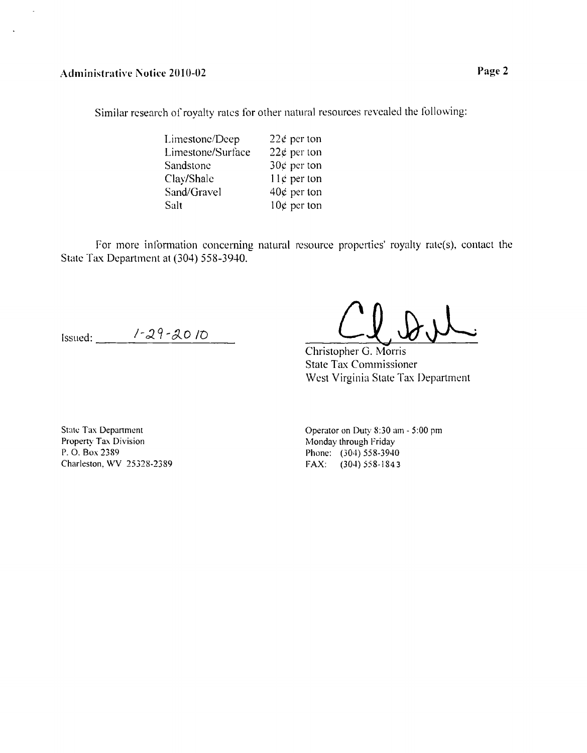Similar research of royalty rates for other natural resources revealed the following:

| | |
|---|---|
| Limestone/Deep | 22¢ per ton |
| Limestone/Surface | 22¢ per ton |
| Sandstone | 30¢ per ton |
| Clay/Shale | 11¢ per ton |
| Sand/Gravel | 40¢ per ton |
| Salt | 10¢ per ton |

For more information concerning natural resource properties' royalty rate(s), contact the State Tax Department at (304) 558-3940.

Issued: 1-29-2010

Christopher G. Morris
State Tax Commissioner
West Virginia State Tax Department

State Tax Department
Property Tax Division
P. O. Box 2389
Charleston, WV 25328-2389

Operator on Duty 8:30 am - 5:00 pm
Monday through Friday
Phone: (304) 558-3940
FAX: (304) 558-1843